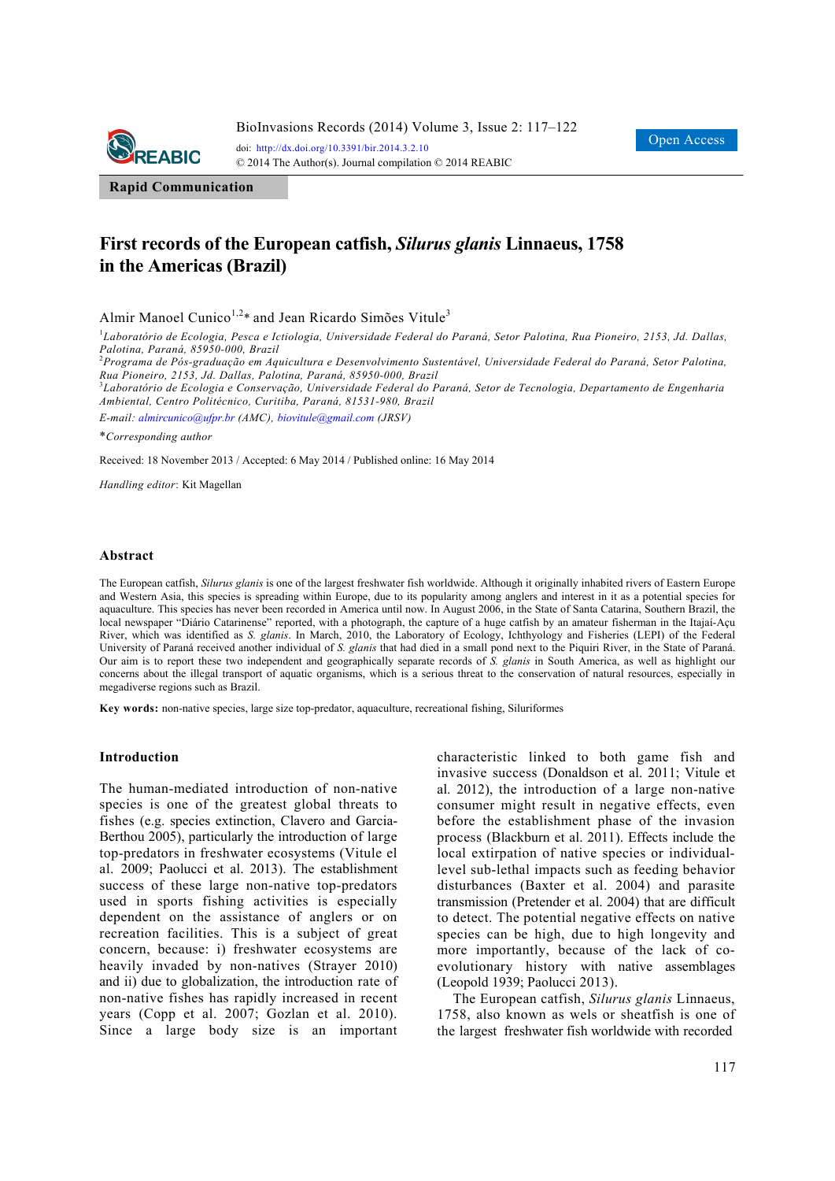Rapid Communication

# First records of the European catfish, *Silurus glanis* Linnaeus, 1758 in the Americas (Brazil)

Almir Manoel Cunico[1,2]* and Jean Ricardo Simões Vitule[3]

[1]*Laboratório de Ecologia, Pesca e Ictiologia, Universidade Federal do Paraná, Setor Palotina, Rua Pioneiro, 2153, Jd. Dallas, Palotina, Paraná, 85950-000, Brazil*

[2]*Programa de Pós-graduação em Aquicultura e Desenvolvimento Sustentável, Universidade Federal do Paraná, Setor Palotina, Rua Pioneiro, 2153, Jd. Dallas, Palotina, Paraná, 85950-000, Brazil*

[3]*Laboratório de Ecologia e Conservação, Universidade Federal do Paraná, Setor de Tecnologia, Departamento de Engenharia Ambiental, Centro Politécnico, Curitiba, Paraná, 81531-980, Brazil*

*E-mail: almircunico@ufpr.br (AMC), biovitule@gmail.com (JRSV)*

**Corresponding author*

Received: 18 November 2013 / Accepted: 6 May 2014 / Published online: 16 May 2014

*Handling editor*: Kit Magellan

## Abstract

The European catfish, *Silurus glanis* is one of the largest freshwater fish worldwide. Although it originally inhabited rivers of Eastern Europe and Western Asia, this species is spreading within Europe, due to its popularity among anglers and interest in it as a potential species for aquaculture. This species has never been recorded in America until now. In August 2006, in the State of Santa Catarina, Southern Brazil, the local newspaper "Diário Catarinense" reported, with a photograph, the capture of a huge catfish by an amateur fisherman in the Itajaí-Açu River, which was identified as *S. glanis*. In March, 2010, the Laboratory of Ecology, Ichthyology and Fisheries (LEPI) of the Federal University of Paraná received another individual of *S. glanis* that had died in a small pond next to the Piquiri River, in the State of Paraná. Our aim is to report these two independent and geographically separate records of *S. glanis* in South America, as well as highlight our concerns about the illegal transport of aquatic organisms, which is a serious threat to the conservation of natural resources, especially in megadiverse regions such as Brazil.

**Key words:** non-native species, large size top-predator, aquaculture, recreational fishing, Siluriformes

## Introduction

The human-mediated introduction of non-native species is one of the greatest global threats to fishes (e.g. species extinction, Clavero and Garcia-Berthou 2005), particularly the introduction of large top-predators in freshwater ecosystems (Vitule el al. 2009; Paolucci et al. 2013). The establishment success of these large non-native top-predators used in sports fishing activities is especially dependent on the assistance of anglers or on recreation facilities. This is a subject of great concern, because: i) freshwater ecosystems are heavily invaded by non-natives (Strayer 2010) and ii) due to globalization, the introduction rate of non-native fishes has rapidly increased in recent years (Copp et al. 2007; Gozlan et al. 2010). Since a large body size is an important characteristic linked to both game fish and invasive success (Donaldson et al. 2011; Vitule et al. 2012), the introduction of a large non-native consumer might result in negative effects, even before the establishment phase of the invasion process (Blackburn et al. 2011). Effects include the local extirpation of native species or individual-level sub-lethal impacts such as feeding behavior disturbances (Baxter et al. 2004) and parasite transmission (Pretender et al. 2004) that are difficult to detect. The potential negative effects on native species can be high, due to high longevity and more importantly, because of the lack of co-evolutionary history with native assemblages (Leopold 1939; Paolucci 2013).

The European catfish, *Silurus glanis* Linnaeus, 1758, also known as wels or sheatfish is one of the largest freshwater fish worldwide with recorded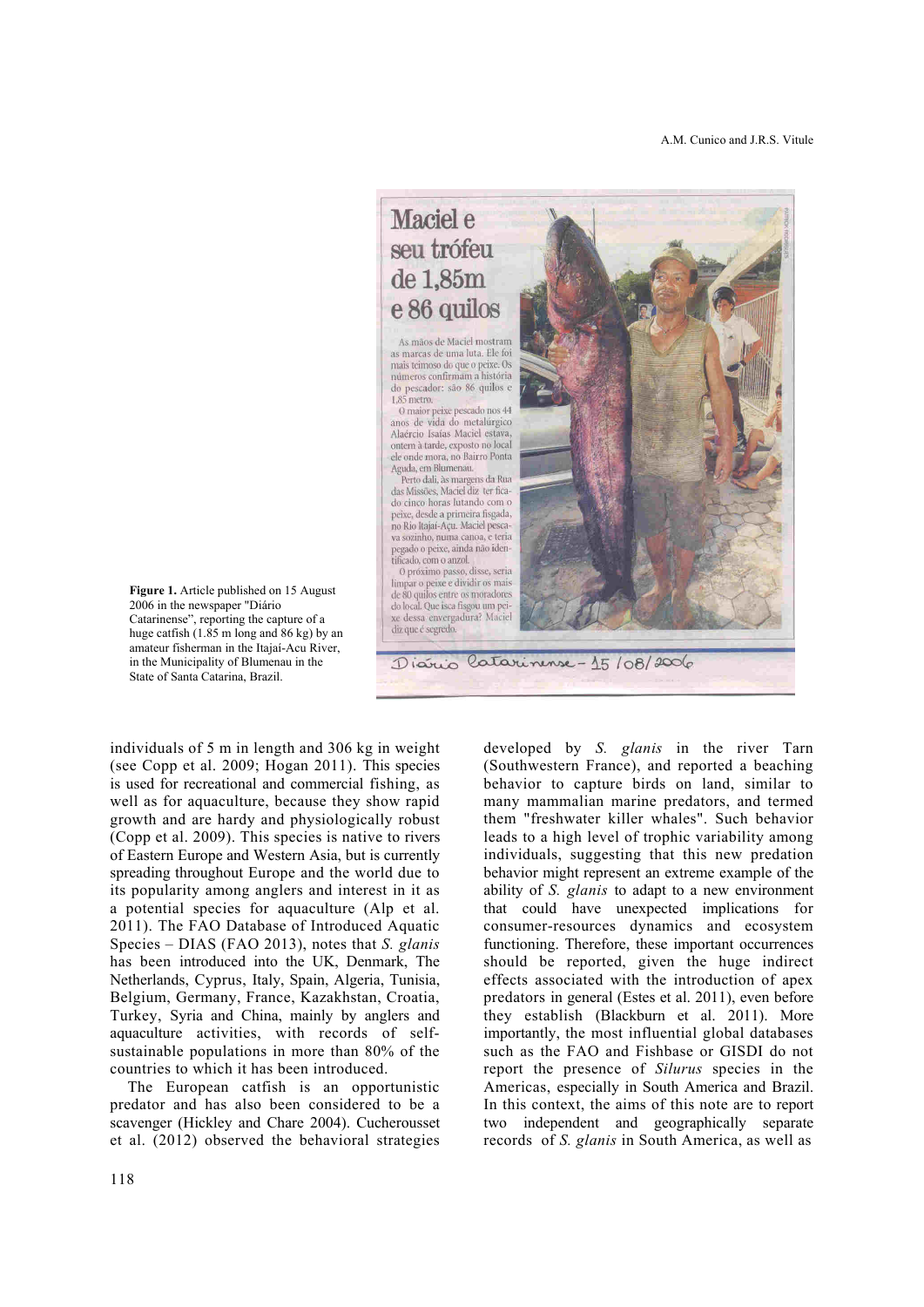Figure 1. Article published on 15 August 2006 in the newspaper "Diário Catarinense", reporting the capture of a huge catfish (1.85 m long and 86 kg) by an amateur fisherman in the Itajaí-Acu River, in the Municipality of Blumenau in the State of Santa Catarina, Brazil.

individuals of 5 m in length and 306 kg in weight (see Copp et al. 2009; Hogan 2011). This species is used for recreational and commercial fishing, as well as for aquaculture, because they show rapid growth and are hardy and physiologically robust (Copp et al. 2009). This species is native to rivers of Eastern Europe and Western Asia, but is currently spreading throughout Europe and the world due to its popularity among anglers and interest in it as a potential species for aquaculture (Alp et al. 2011). The FAO Database of Introduced Aquatic Species – DIAS (FAO 2013), notes that *S. glanis* has been introduced into the UK, Denmark, The Netherlands, Cyprus, Italy, Spain, Algeria, Tunisia, Belgium, Germany, France, Kazakhstan, Croatia, Turkey, Syria and China, mainly by anglers and aquaculture activities, with records of self-sustainable populations in more than 80% of the countries to which it has been introduced.

The European catfish is an opportunistic predator and has also been considered to be a scavenger (Hickley and Chare 2004). Cucherousset et al. (2012) observed the behavioral strategies developed by *S. glanis* in the river Tarn (Southwestern France), and reported a beaching behavior to capture birds on land, similar to many mammalian marine predators, and termed them "freshwater killer whales". Such behavior leads to a high level of trophic variability among individuals, suggesting that this new predation behavior might represent an extreme example of the ability of *S. glanis* to adapt to a new environment that could have unexpected implications for consumer-resources dynamics and ecosystem functioning. Therefore, these important occurrences should be reported, given the huge indirect effects associated with the introduction of apex predators in general (Estes et al. 2011), even before they establish (Blackburn et al. 2011). More importantly, the most influential global databases such as the FAO and Fishbase or GISDI do not report the presence of *Silurus* species in the Americas, especially in South America and Brazil. In this context, the aims of this note are to report two independent and geographically separate records of *S. glanis* in South America, as well as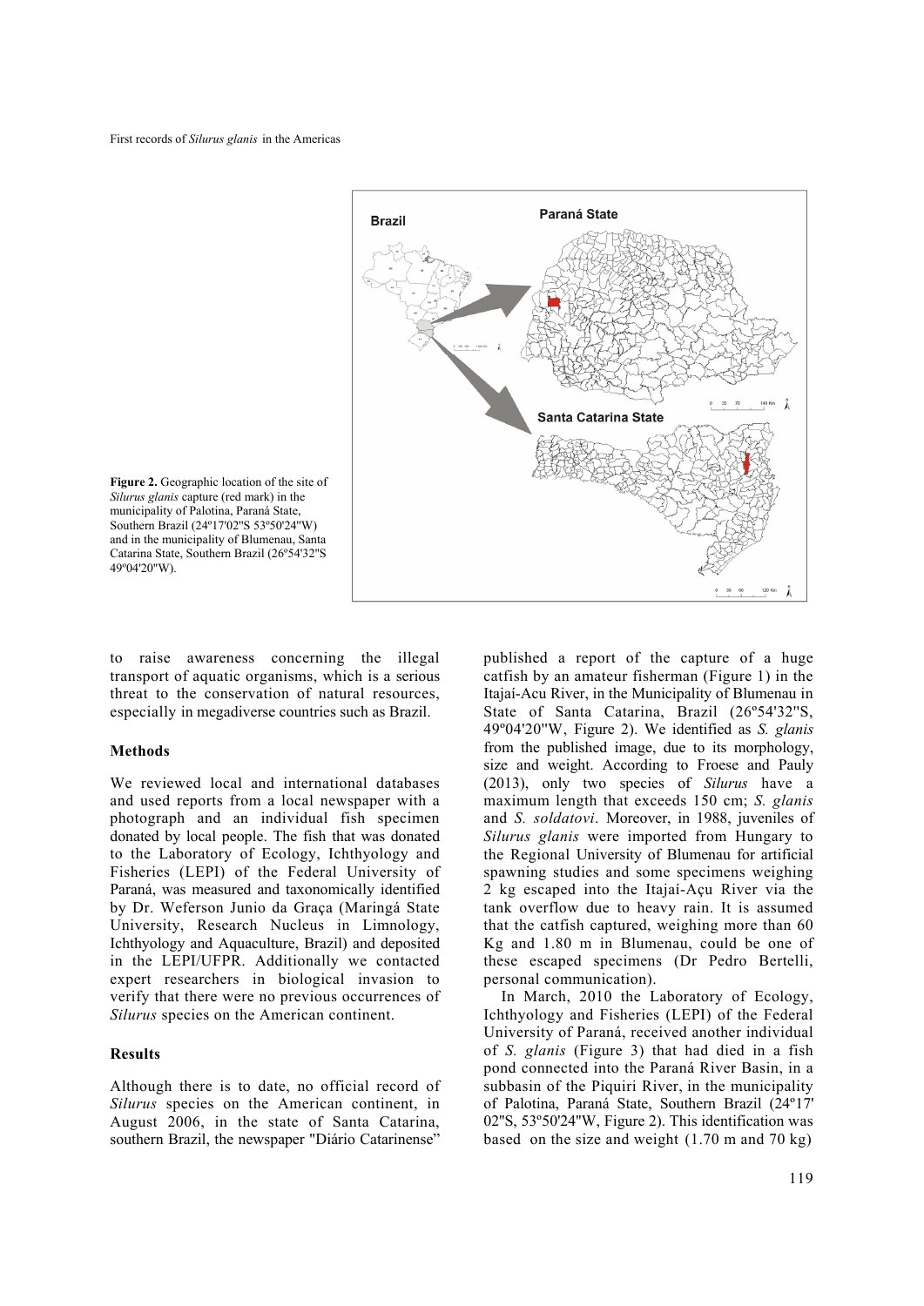Figure 2. Geographic location of the site of *Silurus glanis* capture (red mark) in the municipality of Palotina, Paraná State, Southern Brazil (24º17'02"S 53º50'24"W) and in the municipality of Blumenau, Santa Catarina State, Southern Brazil (26º54'32"S 49º04'20"W).

to raise awareness concerning the illegal transport of aquatic organisms, which is a serious threat to the conservation of natural resources, especially in megadiverse countries such as Brazil.

## Methods

We reviewed local and international databases and used reports from a local newspaper with a photograph and an individual fish specimen donated by local people. The fish that was donated to the Laboratory of Ecology, Ichthyology and Fisheries (LEPI) of the Federal University of Paraná, was measured and taxonomically identified by Dr. Weferson Junio da Graça (Maringá State University, Research Nucleus in Limnology, Ichthyology and Aquaculture, Brazil) and deposited in the LEPI/UFPR. Additionally we contacted expert researchers in biological invasion to verify that there were no previous occurrences of *Silurus* species on the American continent.

## Results

Although there is to date, no official record of *Silurus* species on the American continent, in August 2006, in the state of Santa Catarina, southern Brazil, the newspaper "Diário Catarinense" published a report of the capture of a huge catfish by an amateur fisherman (Figure 1) in the Itajaí-Acu River, in the Municipality of Blumenau in State of Santa Catarina, Brazil (26º54'32"S, 49º04'20"W, Figure 2). We identified as *S. glanis* from the published image, due to its morphology, size and weight. According to Froese and Pauly (2013), only two species of *Silurus* have a maximum length that exceeds 150 cm; *S. glanis* and *S. soldatovi*. Moreover, in 1988, juveniles of *Silurus glanis* were imported from Hungary to the Regional University of Blumenau for artificial spawning studies and some specimens weighing 2 kg escaped into the Itajaí-Açu River via the tank overflow due to heavy rain. It is assumed that the catfish captured, weighing more than 60 Kg and 1.80 m in Blumenau, could be one of these escaped specimens (Dr Pedro Bertelli, personal communication).

In March, 2010 the Laboratory of Ecology, Ichthyology and Fisheries (LEPI) of the Federal University of Paraná, received another individual of *S. glanis* (Figure 3) that had died in a fish pond connected into the Paraná River Basin, in a subbasin of the Piquiri River, in the municipality of Palotina, Paraná State, Southern Brazil (24º17' 02"S, 53º50'24"W, Figure 2). This identification was based on the size and weight (1.70 m and 70 kg)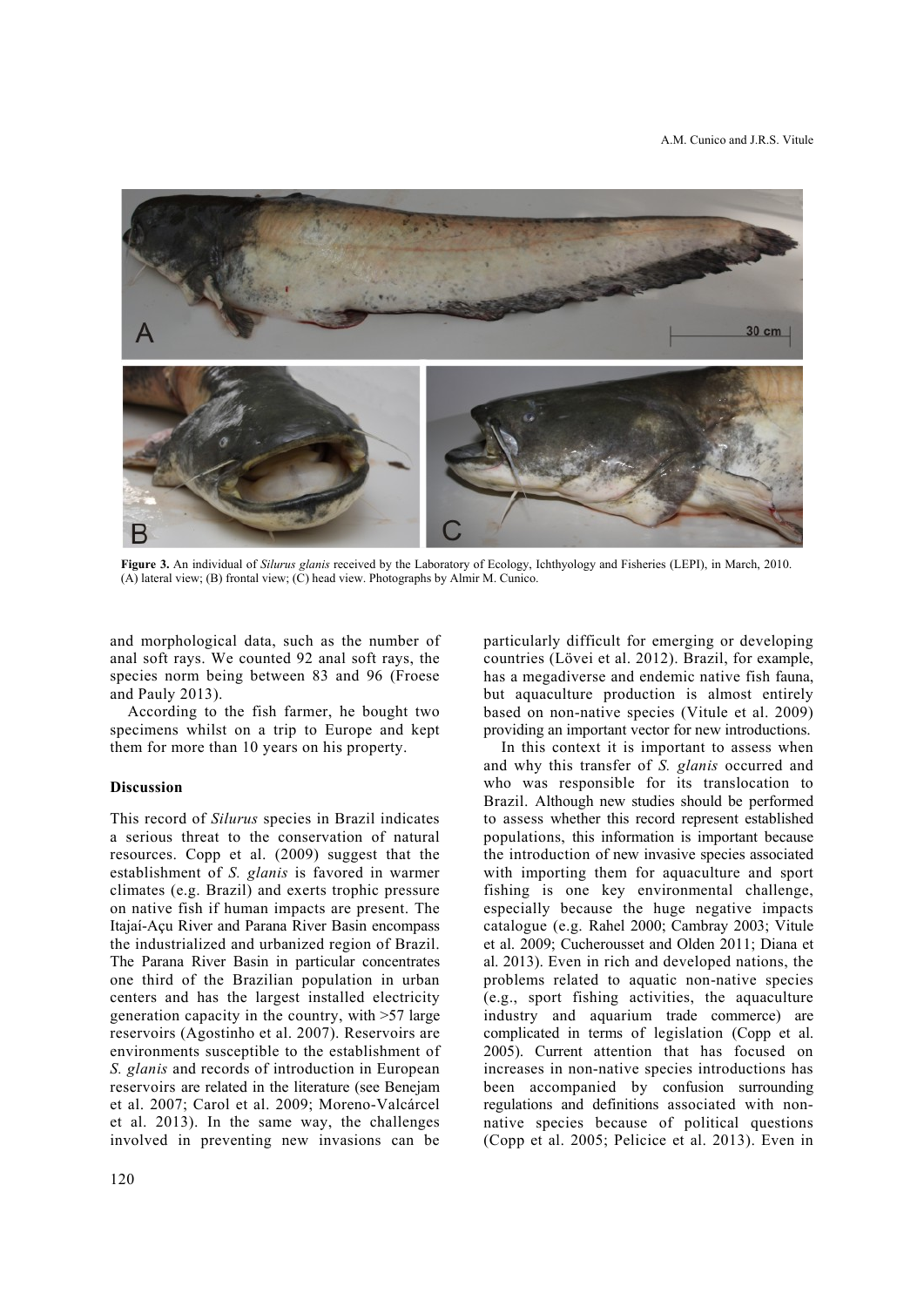**Figure 3.** An individual of *Silurus glanis* received by the Laboratory of Ecology, Ichthyology and Fisheries (LEPI), in March, 2010. (A) lateral view; (B) frontal view; (C) head view. Photographs by Almir M. Cunico.

and morphological data, such as the number of anal soft rays. We counted 92 anal soft rays, the species norm being between 83 and 96 (Froese and Pauly 2013).

According to the fish farmer, he bought two specimens whilst on a trip to Europe and kept them for more than 10 years on his property.

#### Discussion

This record of *Silurus* species in Brazil indicates a serious threat to the conservation of natural resources. Copp et al. (2009) suggest that the establishment of *S. glanis* is favored in warmer climates (e.g. Brazil) and exerts trophic pressure on native fish if human impacts are present. The Itajaí-Açu River and Parana River Basin encompass the industrialized and urbanized region of Brazil. The Parana River Basin in particular concentrates one third of the Brazilian population in urban centers and has the largest installed electricity generation capacity in the country, with >57 large reservoirs (Agostinho et al. 2007). Reservoirs are environments susceptible to the establishment of *S. glanis* and records of introduction in European reservoirs are related in the literature (see Benejam et al. 2007; Carol et al. 2009; Moreno-Valcárcel et al. 2013). In the same way, the challenges involved in preventing new invasions can be particularly difficult for emerging or developing countries (Lövei et al. 2012). Brazil, for example, has a megadiverse and endemic native fish fauna, but aquaculture production is almost entirely based on non-native species (Vitule et al. 2009) providing an important vector for new introductions.

In this context it is important to assess when and why this transfer of *S. glanis* occurred and who was responsible for its translocation to Brazil. Although new studies should be performed to assess whether this record represent established populations, this information is important because the introduction of new invasive species associated with importing them for aquaculture and sport fishing is one key environmental challenge, especially because the huge negative impacts catalogue (e.g. Rahel 2000; Cambray 2003; Vitule et al. 2009; Cucherousset and Olden 2011; Diana et al. 2013). Even in rich and developed nations, the problems related to aquatic non-native species (e.g., sport fishing activities, the aquaculture industry and aquarium trade commerce) are complicated in terms of legislation (Copp et al. 2005). Current attention that has focused on increases in non-native species introductions has been accompanied by confusion surrounding regulations and definitions associated with non-native species because of political questions (Copp et al. 2005; Pelicice et al. 2013). Even in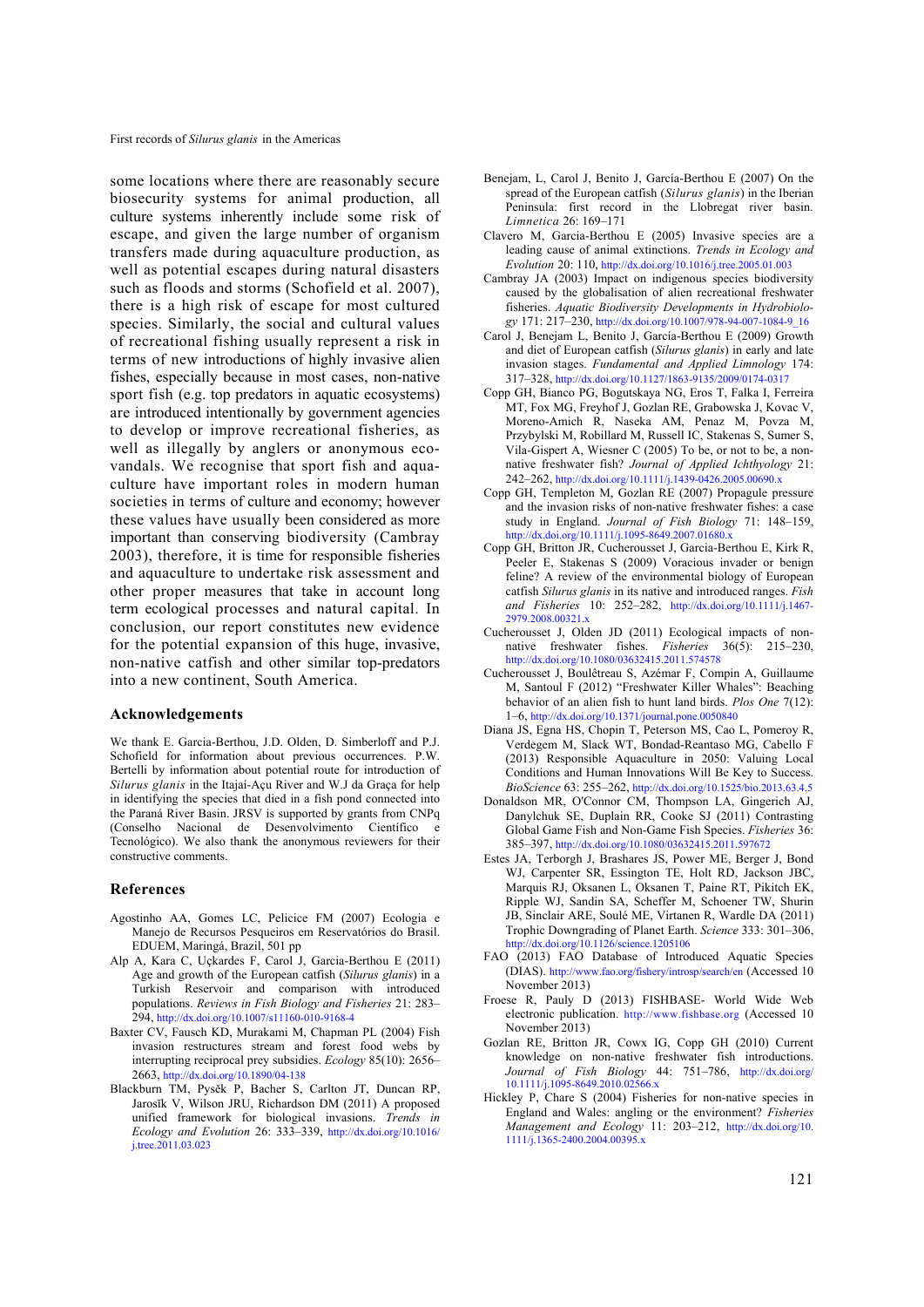some locations where there are reasonably secure biosecurity systems for animal production, all culture systems inherently include some risk of escape, and given the large number of organism transfers made during aquaculture production, as well as potential escapes during natural disasters such as floods and storms (Schofield et al. 2007), there is a high risk of escape for most cultured species. Similarly, the social and cultural values of recreational fishing usually represent a risk in terms of new introductions of highly invasive alien fishes, especially because in most cases, non-native sport fish (e.g. top predators in aquatic ecosystems) are introduced intentionally by government agencies to develop or improve recreational fisheries, as well as illegally by anglers or anonymous eco-vandals. We recognise that sport fish and aquaculture have important roles in modern human societies in terms of culture and economy; however these values have usually been considered as more important than conserving biodiversity (Cambray 2003), therefore, it is time for responsible fisheries and aquaculture to undertake risk assessment and other proper measures that take in account long term ecological processes and natural capital. In conclusion, our report constitutes new evidence for the potential expansion of this huge, invasive, non-native catfish and other similar top-predators into a new continent, South America.

## Acknowledgements

We thank E. Garcia-Berthou, J.D. Olden, D. Simberloff and P.J. Schofield for information about previous occurrences. P.W. Bertelli by information about potential route for introduction of *Silurus glanis* in the Itajaí-Açu River and W.J da Graça for help in identifying the species that died in a fish pond connected into the Paraná River Basin. JRSV is supported by grants from CNPq (Conselho Nacional de Desenvolvimento Científico e Tecnológico). We also thank the anonymous reviewers for their constructive comments.

## References

Agostinho AA, Gomes LC, Pelicice FM (2007) Ecologia e Manejo de Recursos Pesqueiros em Reservatórios do Brasil. EDUEM, Maringá, Brazil, 501 pp

Alp A, Kara C, Uçkardes F, Carol J, Garcia-Berthou E (2011) Age and growth of the European catfish (*Silurus glanis*) in a Turkish Reservoir and comparison with introduced populations. *Reviews in Fish Biology and Fisheries* 21: 283–294, http://dx.doi.org/10.1007/s11160-010-9168-4

Baxter CV, Fausch KD, Murakami M, Chapman PL (2004) Fish invasion restructures stream and forest food webs by interrupting reciprocal prey subsidies. *Ecology* 85(10): 2656–2663, http://dx.doi.org/10.1890/04-138

Blackburn TM, Pyšek P, Bacher S, Carlton JT, Duncan RP, Jarosík V, Wilson JRU, Richardson DM (2011) A proposed unified framework for biological invasions. *Trends in Ecology and Evolution* 26: 333–339, http://dx.doi.org/10.1016/j.tree.2011.03.023

Benejam, L, Carol J, Benito J, García-Berthou E (2007) On the spread of the European catfish (*Silurus glanis*) in the Iberian Peninsula: first record in the Llobregat river basin. *Limnetica* 26: 169–171

Clavero M, Garcia-Berthou E (2005) Invasive species are a leading cause of animal extinctions. *Trends in Ecology and Evolution* 20: 110, http://dx.doi.org/10.1016/j.tree.2005.01.003

Cambray JA (2003) Impact on indigenous species biodiversity caused by the globalisation of alien recreational freshwater fisheries. *Aquatic Biodiversity Developments in Hydrobiology* 171: 217–230, http://dx.doi.org/10.1007/978-94-007-1084-9_16

Carol J, Benejam L, Benito J, García-Berthou E (2009) Growth and diet of European catfish (*Silurus glanis*) in early and late invasion stages. *Fundamental and Applied Limnology* 174: 317–328, http://dx.doi.org/10.1127/1863-9135/2009/0174-0317

Copp GH, Bianco PG, Bogutskaya NG, Eros T, Falka I, Ferreira MT, Fox MG, Freyhof J, Gozlan RE, Grabowska J, Kovac V, Moreno-Amich R, Naseka AM, Penaz M, Povza M, Przybylski M, Robillard M, Russell IC, Stakenas S, Sumer S, Vila-Gispert A, Wiesner C (2005) To be, or not to be, a non-native freshwater fish? *Journal of Applied Ichthyology* 21: 242–262, http://dx.doi.org/10.1111/j.1439-0426.2005.00690.x

Copp GH, Templeton M, Gozlan RE (2007) Propagule pressure and the invasion risks of non-native freshwater fishes: a case study in England. *Journal of Fish Biology* 71: 148–159, http://dx.doi.org/10.1111/j.1095-8649.2007.01680.x

Copp GH, Britton JR, Cucherousset J, Garcia-Berthou E, Kirk R, Peeler E, Stakenas S (2009) Voracious invader or benign feline? A review of the environmental biology of European catfish *Silurus glanis* in its native and introduced ranges. *Fish and Fisheries* 10: 252–282, http://dx.doi.org/10.1111/j.1467-2979.2008.00321.x

Cucherousset J, Olden JD (2011) Ecological impacts of non-native freshwater fishes. *Fisheries* 36(5): 215–230, http://dx.doi.org/10.1080/03632415.2011.574578

Cucherousset J, Boulêtreau S, Azémar F, Compin A, Guillaume M, Santoul F (2012) "Freshwater Killer Whales": Beaching behavior of an alien fish to hunt land birds. *Plos One* 7(12): 1–6, http://dx.doi.org/10.1371/journal.pone.0050840

Diana JS, Egna HS, Chopin T, Peterson MS, Cao L, Pomeroy R, Verdegem M, Slack WT, Bondad-Reantaso MG, Cabello F (2013) Responsible Aquaculture in 2050: Valuing Local Conditions and Human Innovations Will Be Key to Success. *BioScience* 63: 255–262, http://dx.doi.org/10.1525/bio.2013.63.4.5

Donaldson MR, O'Connor CM, Thompson LA, Gingerich AJ, Danylchuk SE, Duplain RR, Cooke SJ (2011) Contrasting Global Game Fish and Non-Game Fish Species. *Fisheries* 36: 385–397, http://dx.doi.org/10.1080/03632415.2011.597672

Estes JA, Terborgh J, Brashares JS, Power ME, Berger J, Bond WJ, Carpenter SR, Essington TE, Holt RD, Jackson JBC, Marquis RJ, Oksanen L, Oksanen T, Paine RT, Pikitch EK, Ripple WJ, Sandin SA, Scheffer M, Schoener TW, Shurin JB, Sinclair ARE, Soulé ME, Virtanen R, Wardle DA (2011) Trophic Downgrading of Planet Earth. *Science* 333: 301–306, http://dx.doi.org/10.1126/science.1205106

FAO (2013) FAO Database of Introduced Aquatic Species (DIAS). http://www.fao.org/fishery/introsp/search/en (Accessed 10 November 2013)

Froese R, Pauly D (2013) FISHBASE- World Wide Web electronic publication. http://www.fishbase.org (Accessed 10 November 2013)

Gozlan RE, Britton JR, Cowx IG, Copp GH (2010) Current knowledge on non-native freshwater fish introductions. *Journal of Fish Biology* 44: 751–786, http://dx.doi.org/10.1111/j.1095-8649.2010.02566.x

Hickley P, Chare S (2004) Fisheries for non-native species in England and Wales: angling or the environment? *Fisheries Management and Ecology* 11: 203–212, http://dx.doi.org/10.1111/j.1365-2400.2004.00395.x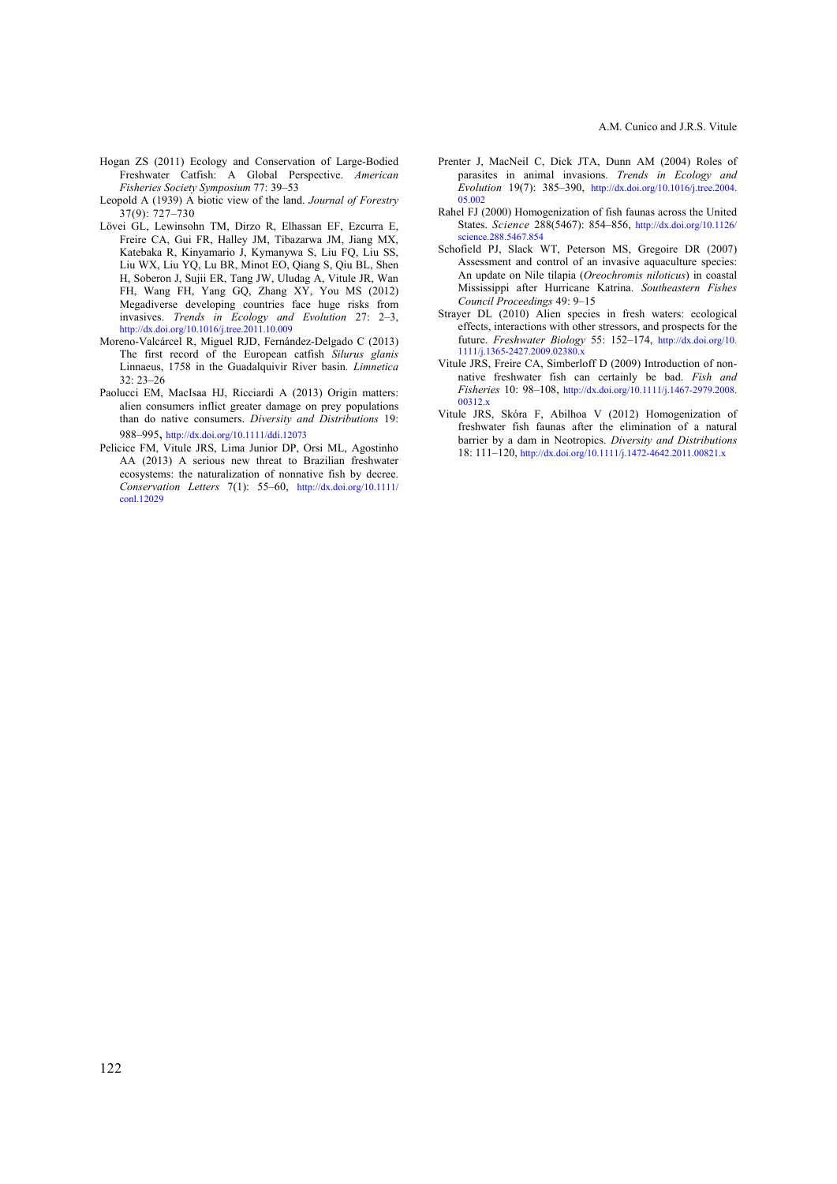Hogan ZS (2011) Ecology and Conservation of Large-Bodied Freshwater Catfish: A Global Perspective. *American Fisheries Society Symposium* 77: 39–53

Leopold A (1939) A biotic view of the land. *Journal of Forestry* 37(9): 727–730

Lövei GL, Lewinsohn TM, Dirzo R, Elhassan EF, Ezcurra E, Freire CA, Gui FR, Halley JM, Tibazarwa JM, Jiang MX, Katebaka R, Kinyamario J, Kymanywa S, Liu FQ, Liu SS, Liu WX, Liu YQ, Lu BR, Minot EO, Qiang S, Qiu BL, Shen H, Soberon J, Sujii ER, Tang JW, Uludag A, Vitule JR, Wan FH, Wang FH, Yang GQ, Zhang XY, You MS (2012) Megadiverse developing countries face huge risks from invasives. *Trends in Ecology and Evolution* 27: 2–3, http://dx.doi.org/10.1016/j.tree.2011.10.009

Moreno-Valcárcel R, Miguel RJD, Fernández-Delgado C (2013) The first record of the European catfish *Silurus glanis* Linnaeus, 1758 in the Guadalquivir River basin. *Limnetica* 32: 23–26

Paolucci EM, MacIsaa HJ, Ricciardi A (2013) Origin matters: alien consumers inflict greater damage on prey populations than do native consumers. *Diversity and Distributions* 19: 988–995, http://dx.doi.org/10.1111/ddi.12073

Pelicice FM, Vitule JRS, Lima Junior DP, Orsi ML, Agostinho AA (2013) A serious new threat to Brazilian freshwater ecosystems: the naturalization of nonnative fish by decree. *Conservation Letters* 7(1): 55–60, http://dx.doi.org/10.1111/conl.12029

Prenter J, MacNeil C, Dick JTA, Dunn AM (2004) Roles of parasites in animal invasions. *Trends in Ecology and Evolution* 19(7): 385–390, http://dx.doi.org/10.1016/j.tree.2004.05.002

Rahel FJ (2000) Homogenization of fish faunas across the United States. *Science* 288(5467): 854–856, http://dx.doi.org/10.1126/science.288.5467.854

Schofield PJ, Slack WT, Peterson MS, Gregoire DR (2007) Assessment and control of an invasive aquaculture species: An update on Nile tilapia (*Oreochromis niloticus*) in coastal Mississippi after Hurricane Katrina. *Southeastern Fishes Council Proceedings* 49: 9–15

Strayer DL (2010) Alien species in fresh waters: ecological effects, interactions with other stressors, and prospects for the future. *Freshwater Biology* 55: 152–174, http://dx.doi.org/10.1111/j.1365-2427.2009.02380.x

Vitule JRS, Freire CA, Simberloff D (2009) Introduction of non-native freshwater fish can certainly be bad. *Fish and Fisheries* 10: 98–108, http://dx.doi.org/10.1111/j.1467-2979.2008.00312.x

Vitule JRS, Skóra F, Abilhoa V (2012) Homogenization of freshwater fish faunas after the elimination of a natural barrier by a dam in Neotropics. *Diversity and Distributions* 18: 111–120, http://dx.doi.org/10.1111/j.1472-4642.2011.00821.x